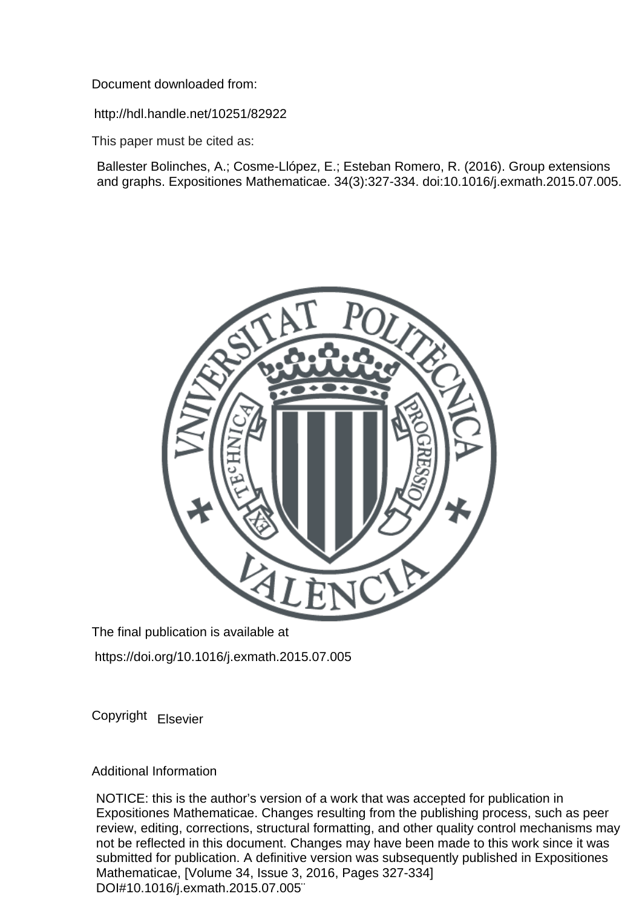Document downloaded from:

http://hdl.handle.net/10251/82922

This paper must be cited as:

Ballester Bolinches, A.; Cosme-Llópez, E.; Esteban Romero, R. (2016). Group extensions and graphs. Expositiones Mathematicae. 34(3):327-334. doi:10.1016/j.exmath.2015.07.005.

The final publication is available at

https://doi.org/10.1016/j.exmath.2015.07.005

Copyright Elsevier

Additional Information

NOTICE: this is the author's version of a work that was accepted for publication in Expositiones Mathematicae. Changes resulting from the publishing process, such as peer review, editing, corrections, structural formatting, and other quality control mechanisms may not be reflected in this document. Changes may have been made to this work since it was submitted for publication. A definitive version was subsequently published in Expositiones Mathematicae, [Volume 34, Issue 3, 2016, Pages 327-334] DOI#10.1016/j.exmath.2015.07.005¨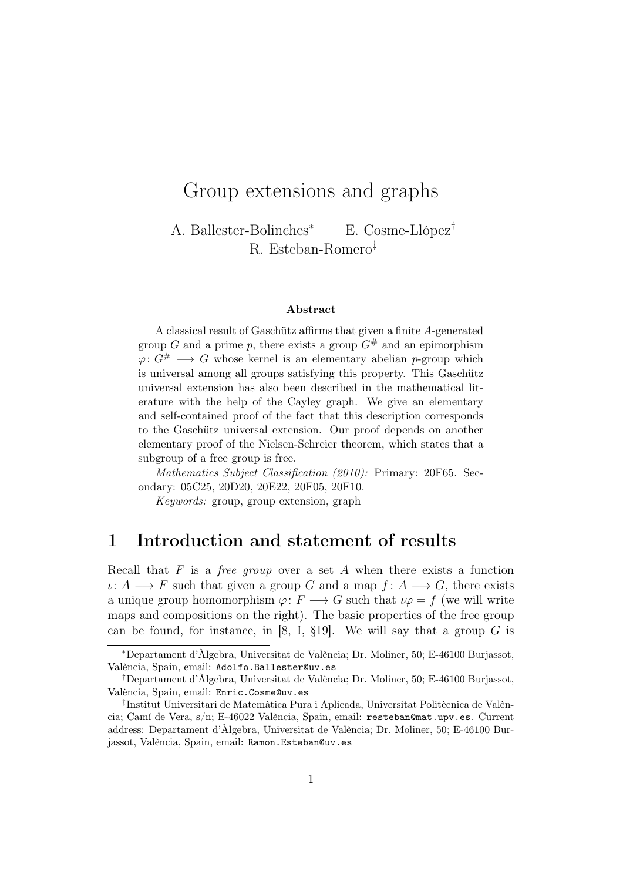# Group extensions and graphs

A. Ballester-Bolinches[*] E. Cosme-Llópez[†]
R. Esteban-Romero[‡]

**Abstract**

A classical result of Gaschütz affirms that given a finite $A$-generated group $G$ and a prime $p$, there exists a group $G^{\#}$ and an epimorphism $\varphi\colon G^{\#} \longrightarrow G$ whose kernel is an elementary abelian $p$-group which is universal among all groups satisfying this property. This Gaschütz universal extension has also been described in the mathematical literature with the help of the Cayley graph. We give an elementary and self-contained proof of the fact that this description corresponds to the Gaschütz universal extension. Our proof depends on another elementary proof of the Nielsen-Schreier theorem, which states that a subgroup of a free group is free.

*Mathematics Subject Classification (2010):* Primary: 20F65. Secondary: 05C25, 20D20, 20E22, 20F05, 20F10.

*Keywords:* group, group extension, graph

## 1 Introduction and statement of results

Recall that $F$ is a *free group* over a set $A$ when there exists a function $\iota\colon A \longrightarrow F$ such that given a group $G$ and a map $f\colon A \longrightarrow G$, there exists a unique group homomorphism $\varphi\colon F \longrightarrow G$ such that $\iota\varphi = f$ (we will write maps and compositions on the right). The basic properties of the free group can be found, for instance, in [8, I, §19]. We will say that a group $G$ is

---

[*] Departament d'Àlgebra, Universitat de València; Dr. Moliner, 50; E-46100 Burjassot, València, Spain, email: `Adolfo.Ballester@uv.es`

[†] Departament d'Àlgebra, Universitat de València; Dr. Moliner, 50; E-46100 Burjassot, València, Spain, email: `Enric.Cosme@uv.es`

[‡] Institut Universitari de Matemàtica Pura i Aplicada, Universitat Politècnica de València; Camí de Vera, s/n; E-46022 València, Spain, email: `resteban@mat.upv.es`. Current address: Departament d'Àlgebra, Universitat de València; Dr. Moliner, 50; E-46100 Burjassot, València, Spain, email: `Ramon.Esteban@uv.es`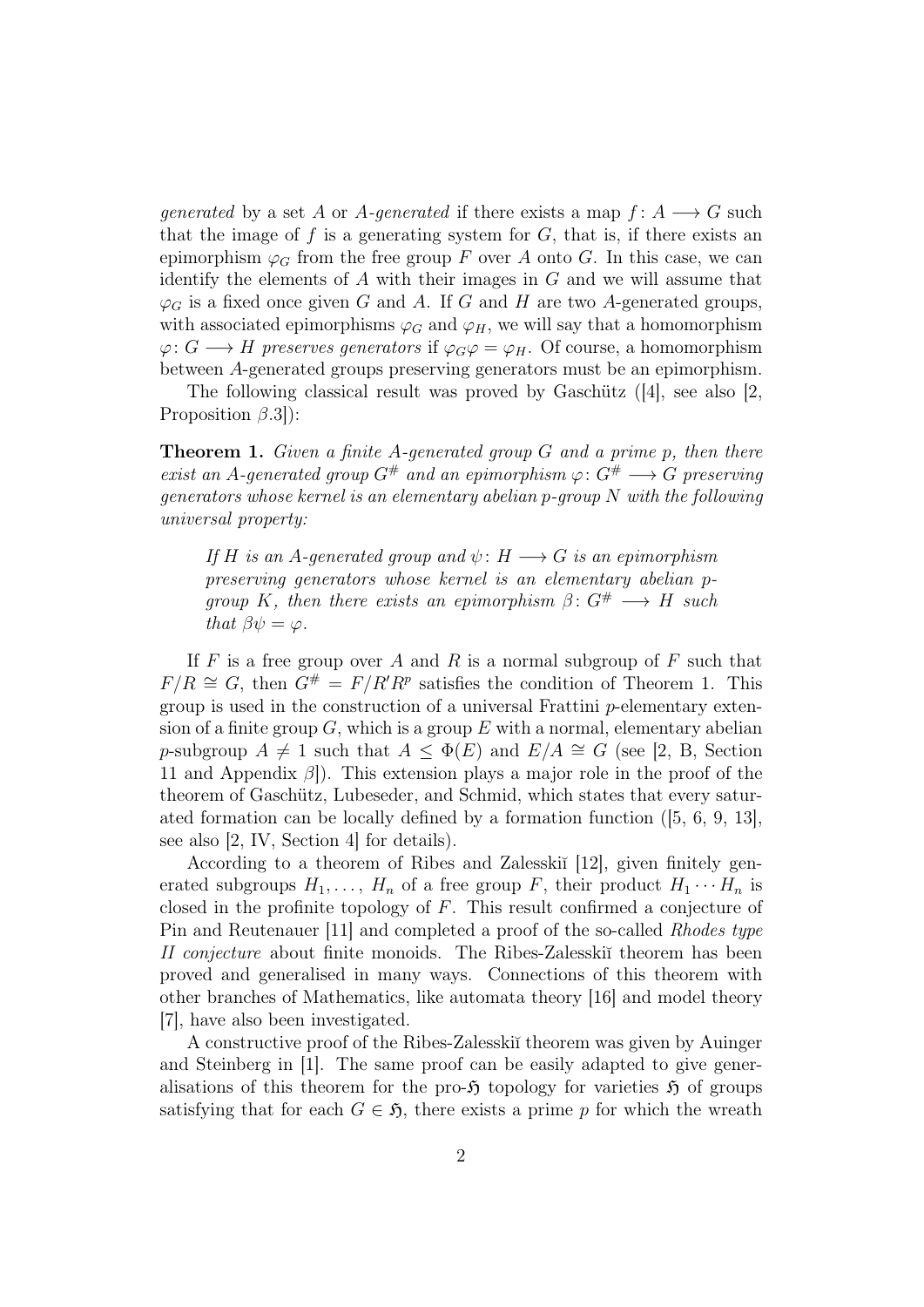*generated* by a set $A$ or *$A$-generated* if there exists a map $f\colon A \longrightarrow G$ such that the image of $f$ is a generating system for $G$, that is, if there exists an epimorphism $\varphi_G$ from the free group $F$ over $A$ onto $G$. In this case, we can identify the elements of $A$ with their images in $G$ and we will assume that $\varphi_G$ is a fixed once given $G$ and $A$. If $G$ and $H$ are two $A$-generated groups, with associated epimorphisms $\varphi_G$ and $\varphi_H$, we will say that a homomorphism $\varphi\colon G \longrightarrow H$ *preserves generators* if $\varphi_G\varphi = \varphi_H$. Of course, a homomorphism between $A$-generated groups preserving generators must be an epimorphism.

The following classical result was proved by Gaschütz ([4], see also [2, Proposition $\beta$.3]):

**Theorem 1.** *Given a finite $A$-generated group $G$ and a prime $p$, then there exist an $A$-generated group $G^{\#}$ and an epimorphism $\varphi\colon G^{\#} \longrightarrow G$ preserving generators whose kernel is an elementary abelian $p$-group $N$ with the following universal property:*

> *If $H$ is an $A$-generated group and $\psi\colon H \longrightarrow G$ is an epimorphism preserving generators whose kernel is an elementary abelian $p$-group $K$, then there exists an epimorphism $\beta\colon G^{\#} \longrightarrow H$ such that $\beta\psi = \varphi$.*

If $F$ is a free group over $A$ and $R$ is a normal subgroup of $F$ such that $F/R \cong G$, then $G^{\#} = F/R'R^p$ satisfies the condition of Theorem 1. This group is used in the construction of a universal Frattini $p$-elementary extension of a finite group $G$, which is a group $E$ with a normal, elementary abelian $p$-subgroup $A \neq 1$ such that $A \leq \Phi(E)$ and $E/A \cong G$ (see [2, B, Section 11 and Appendix $\beta$]). This extension plays a major role in the proof of the theorem of Gaschütz, Lubeseder, and Schmid, which states that every saturated formation can be locally defined by a formation function ([5, 6, 9, 13], see also [2, IV, Section 4] for details).

According to a theorem of Ribes and Zalesskiĭ [12], given finitely generated subgroups $H_1, \ldots, H_n$ of a free group $F$, their product $H_1 \cdots H_n$ is closed in the profinite topology of $F$. This result confirmed a conjecture of Pin and Reutenauer [11] and completed a proof of the so-called *Rhodes type II conjecture* about finite monoids. The Ribes-Zalesskiĭ theorem has been proved and generalised in many ways. Connections of this theorem with other branches of Mathematics, like automata theory [16] and model theory [7], have also been investigated.

A constructive proof of the Ribes-Zalesskiĭ theorem was given by Auinger and Steinberg in [1]. The same proof can be easily adapted to give generalisations of this theorem for the pro-$\mathfrak{H}$ topology for varieties $\mathfrak{H}$ of groups satisfying that for each $G \in \mathfrak{H}$, there exists a prime $p$ for which the wreath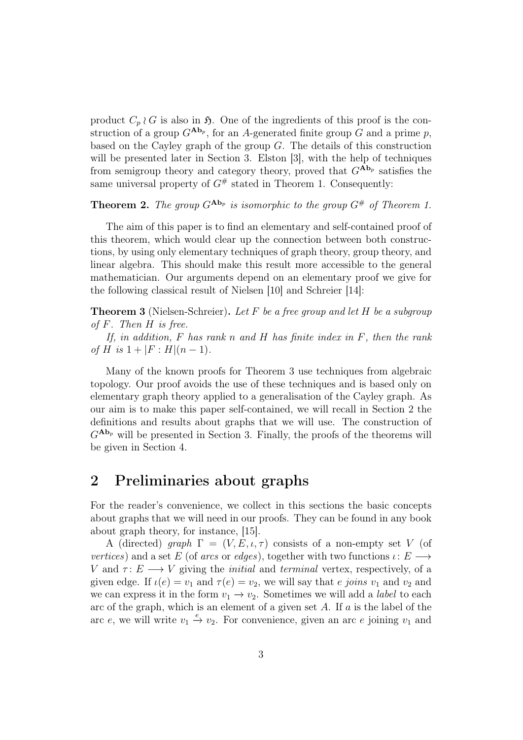product $C_p \wr G$ is also in $\mathfrak{H}$. One of the ingredients of this proof is the construction of a group $G^{\mathbf{Ab}_p}$, for an $A$-generated finite group $G$ and a prime $p$, based on the Cayley graph of the group $G$. The details of this construction will be presented later in Section 3. Elston [3], with the help of techniques from semigroup theory and category theory, proved that $G^{\mathbf{Ab}_p}$ satisfies the same universal property of $G^{\#}$ stated in Theorem 1. Consequently:

**Theorem 2.** *The group $G^{\mathbf{Ab}_p}$ is isomorphic to the group $G^{\#}$ of Theorem 1.*

The aim of this paper is to find an elementary and self-contained proof of this theorem, which would clear up the connection between both constructions, by using only elementary techniques of graph theory, group theory, and linear algebra. This should make this result more accessible to the general mathematician. Our arguments depend on an elementary proof we give for the following classical result of Nielsen [10] and Schreier [14]:

**Theorem 3** (Nielsen-Schreier)**.** *Let $F$ be a free group and let $H$ be a subgroup of $F$. Then $H$ is free.*

*If, in addition, $F$ has rank $n$ and $H$ has finite index in $F$, then the rank of $H$ is $1 + |F : H|(n - 1)$.*

Many of the known proofs for Theorem 3 use techniques from algebraic topology. Our proof avoids the use of these techniques and is based only on elementary graph theory applied to a generalisation of the Cayley graph. As our aim is to make this paper self-contained, we will recall in Section 2 the definitions and results about graphs that we will use. The construction of $G^{\mathbf{Ab}_p}$ will be presented in Section 3. Finally, the proofs of the theorems will be given in Section 4.

## 2 Preliminaries about graphs

For the reader's convenience, we collect in this sections the basic concepts about graphs that we will need in our proofs. They can be found in any book about graph theory, for instance, [15].

A (directed) *graph* $\Gamma = (V, E, \iota, \tau)$ consists of a non-empty set $V$ (of *vertices*) and a set $E$ (of *arcs* or *edges*), together with two functions $\iota\colon E \longrightarrow V$ and $\tau\colon E \longrightarrow V$ giving the *initial* and *terminal* vertex, respectively, of a given edge. If $\iota(e) = v_1$ and $\tau(e) = v_2$, we will say that $e$ *joins* $v_1$ and $v_2$ and we can express it in the form $v_1 \to v_2$. Sometimes we will add a *label* to each arc of the graph, which is an element of a given set $A$. If $a$ is the label of the arc $e$, we will write $v_1 \xrightarrow{e} v_2$. For convenience, given an arc $e$ joining $v_1$ and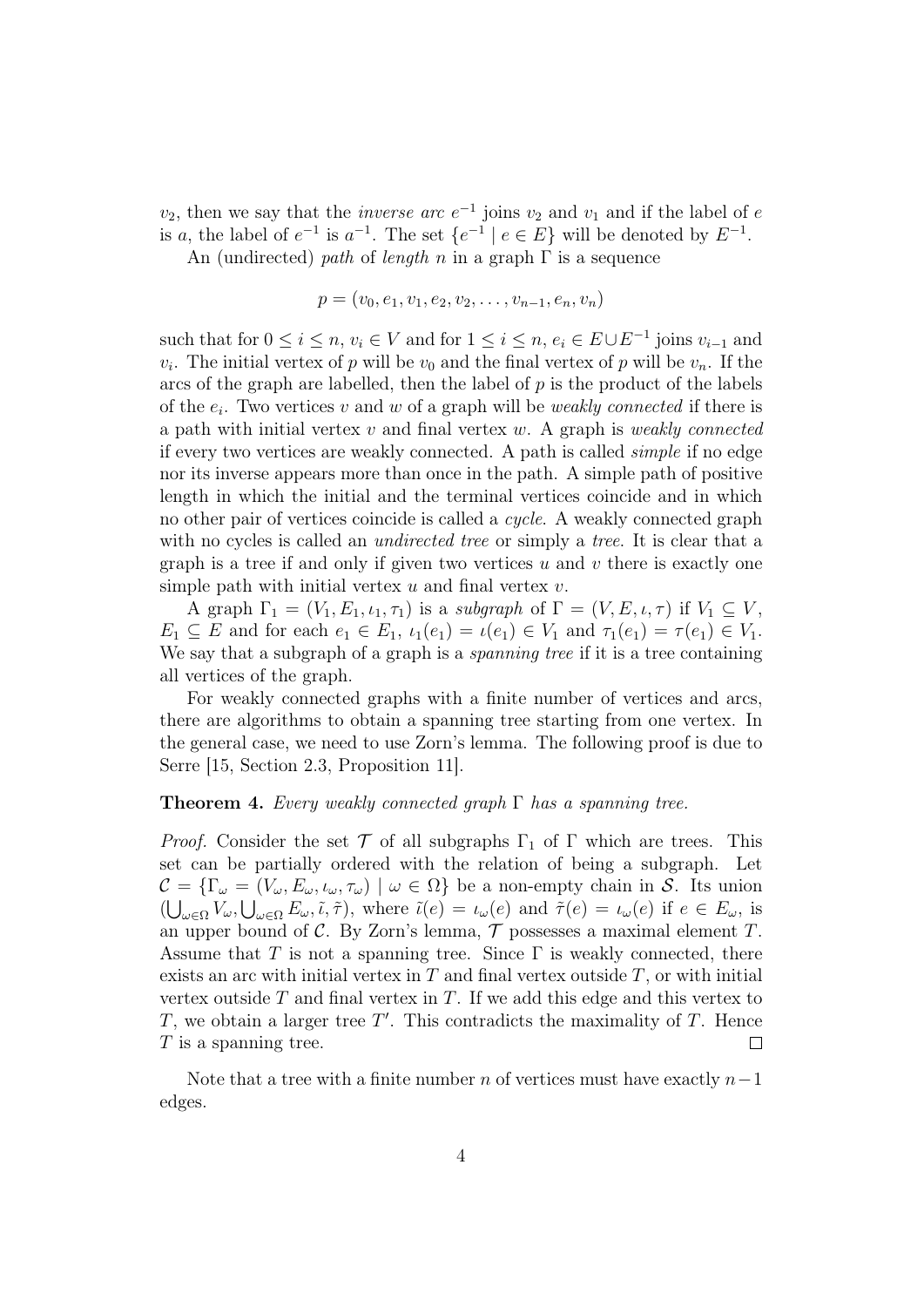$v_2$, then we say that the *inverse arc* $e^{-1}$ joins $v_2$ and $v_1$ and if the label of $e$ is $a$, the label of $e^{-1}$ is $a^{-1}$. The set $\{e^{-1} \mid e \in E\}$ will be denoted by $E^{-1}$.

An (undirected) *path* of *length* $n$ in a graph $\Gamma$ is a sequence

$$p = (v_0, e_1, v_1, e_2, v_2, \dots, v_{n-1}, e_n, v_n)$$

such that for $0 \leq i \leq n$, $v_i \in V$ and for $1 \leq i \leq n$, $e_i \in E \cup E^{-1}$ joins $v_{i-1}$ and $v_i$. The initial vertex of $p$ will be $v_0$ and the final vertex of $p$ will be $v_n$. If the arcs of the graph are labelled, then the label of $p$ is the product of the labels of the $e_i$. Two vertices $v$ and $w$ of a graph will be *weakly connected* if there is a path with initial vertex $v$ and final vertex $w$. A graph is *weakly connected* if every two vertices are weakly connected. A path is called *simple* if no edge nor its inverse appears more than once in the path. A simple path of positive length in which the initial and the terminal vertices coincide and in which no other pair of vertices coincide is called a *cycle*. A weakly connected graph with no cycles is called an *undirected tree* or simply a *tree*. It is clear that a graph is a tree if and only if given two vertices $u$ and $v$ there is exactly one simple path with initial vertex $u$ and final vertex $v$.

A graph $\Gamma_1 = (V_1, E_1, \iota_1, \tau_1)$ is a *subgraph* of $\Gamma = (V, E, \iota, \tau)$ if $V_1 \subseteq V$, $E_1 \subseteq E$ and for each $e_1 \in E_1$, $\iota_1(e_1) = \iota(e_1) \in V_1$ and $\tau_1(e_1) = \tau(e_1) \in V_1$. We say that a subgraph of a graph is a *spanning tree* if it is a tree containing all vertices of the graph.

For weakly connected graphs with a finite number of vertices and arcs, there are algorithms to obtain a spanning tree starting from one vertex. In the general case, we need to use Zorn's lemma. The following proof is due to Serre [15, Section 2.3, Proposition 11].

**Theorem 4.** *Every weakly connected graph $\Gamma$ has a spanning tree.*

*Proof.* Consider the set $\mathcal{T}$ of all subgraphs $\Gamma_1$ of $\Gamma$ which are trees. This set can be partially ordered with the relation of being a subgraph. Let $\mathcal{C} = \{\Gamma_\omega = (V_\omega, E_\omega, \iota_\omega, \tau_\omega) \mid \omega \in \Omega\}$ be a non-empty chain in $\mathcal{S}$. Its union $(\bigcup_{\omega\in\Omega} V_\omega, \bigcup_{\omega\in\Omega} E_\omega, \tilde{\iota}, \tilde{\tau})$, where $\tilde{\iota}(e) = \iota_\omega(e)$ and $\tilde{\tau}(e) = \iota_\omega(e)$ if $e \in E_\omega$, is an upper bound of $\mathcal{C}$. By Zorn's lemma, $\mathcal{T}$ possesses a maximal element $T$. Assume that $T$ is not a spanning tree. Since $\Gamma$ is weakly connected, there exists an arc with initial vertex in $T$ and final vertex outside $T$, or with initial vertex outside $T$ and final vertex in $T$. If we add this edge and this vertex to $T$, we obtain a larger tree $T'$. This contradicts the maximality of $T$. Hence $T$ is a spanning tree. $\square$

Note that a tree with a finite number $n$ of vertices must have exactly $n-1$ edges.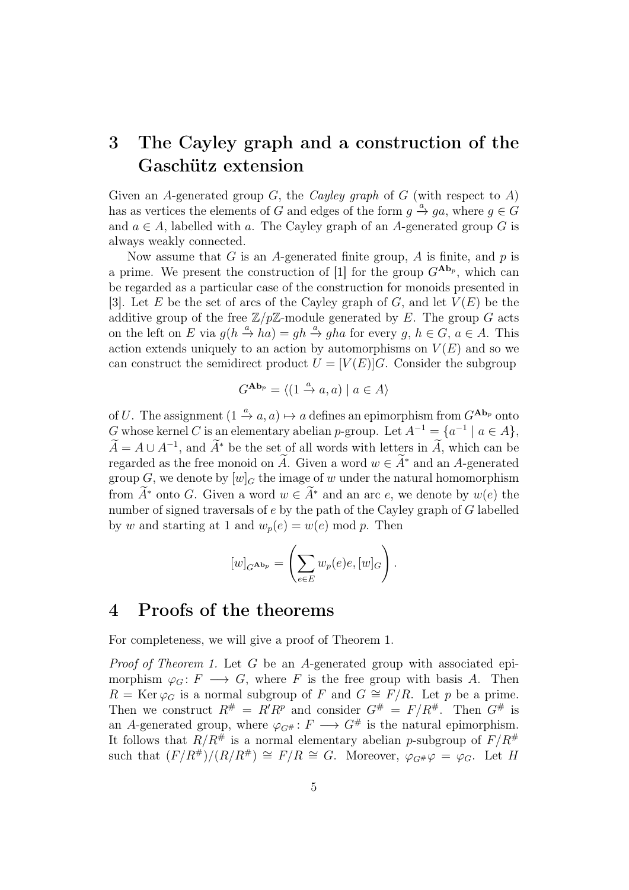## 3 The Cayley graph and a construction of the Gaschütz extension

Given an $A$-generated group $G$, the *Cayley graph* of $G$ (with respect to $A$) has as vertices the elements of $G$ and edges of the form $g \xrightarrow{a} ga$, where $g \in G$ and $a \in A$, labelled with $a$. The Cayley graph of an $A$-generated group $G$ is always weakly connected.

Now assume that $G$ is an $A$-generated finite group, $A$ is finite, and $p$ is a prime. We present the construction of [1] for the group $G^{\mathbf{Ab}_p}$, which can be regarded as a particular case of the construction for monoids presented in [3]. Let $E$ be the set of arcs of the Cayley graph of $G$, and let $V(E)$ be the additive group of the free $\mathbb{Z}/p\mathbb{Z}$-module generated by $E$. The group $G$ acts on the left on $E$ via $g(h \xrightarrow{a} ha) = gh \xrightarrow{a} gha$ for every $g$, $h \in G$, $a \in A$. This action extends uniquely to an action by automorphisms on $V(E)$ and so we can construct the semidirect product $U = [V(E)]G$. Consider the subgroup

$$G^{\mathbf{Ab}_p} = \langle (1 \xrightarrow{a} a, a) \mid a \in A \rangle$$

of $U$. The assignment $(1 \xrightarrow{a} a, a) \mapsto a$ defines an epimorphism from $G^{\mathbf{Ab}_p}$ onto $G$ whose kernel $C$ is an elementary abelian $p$-group. Let $A^{-1} = \{a^{-1} \mid a \in A\}$, $\widetilde{A} = A \cup A^{-1}$, and $\widetilde{A}^*$ be the set of all words with letters in $\widetilde{A}$, which can be regarded as the free monoid on $\widetilde{A}$. Given a word $w \in \widetilde{A}^*$ and an $A$-generated group $G$, we denote by $[w]_G$ the image of $w$ under the natural homomorphism from $\widetilde{A}^*$ onto $G$. Given a word $w \in \widetilde{A}^*$ and an arc $e$, we denote by $w(e)$ the number of signed traversals of $e$ by the path of the Cayley graph of $G$ labelled by $w$ and starting at 1 and $w_p(e) = w(e) \bmod p$. Then

$$[w]_{G^{\mathbf{Ab}_p}} = \left( \sum_{e \in E} w_p(e) e, [w]_G \right).$$

## 4 Proofs of the theorems

For completeness, we will give a proof of Theorem 1.

*Proof of Theorem 1.* Let $G$ be an $A$-generated group with associated epimorphism $\varphi_G \colon F \longrightarrow G$, where $F$ is the free group with basis $A$. Then $R = \operatorname{Ker} \varphi_G$ is a normal subgroup of $F$ and $G \cong F/R$. Let $p$ be a prime. Then we construct $R^{\#} = R'R^p$ and consider $G^{\#} = F/R^{\#}$. Then $G^{\#}$ is an $A$-generated group, where $\varphi_{G^{\#}} \colon F \longrightarrow G^{\#}$ is the natural epimorphism. It follows that $R/R^{\#}$ is a normal elementary abelian $p$-subgroup of $F/R^{\#}$ such that $(F/R^{\#})/(R/R^{\#}) \cong F/R \cong G$. Moreover, $\varphi_{G^{\#}}\varphi = \varphi_G$. Let $H$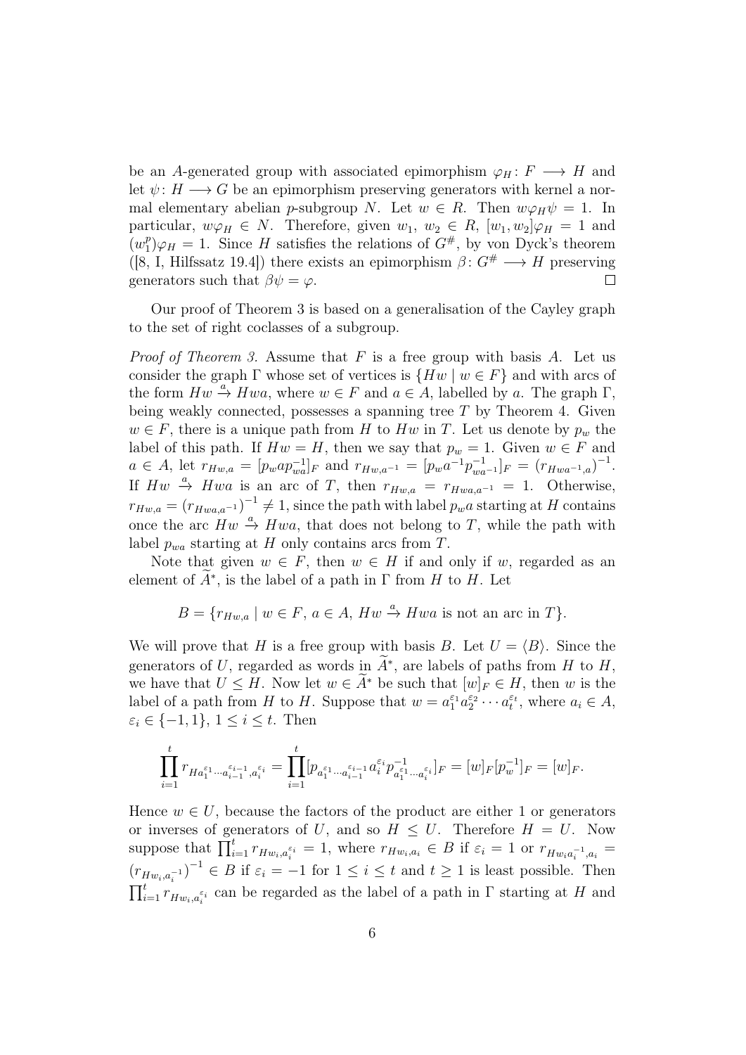be an $A$-generated group with associated epimorphism $\varphi_H\colon F \longrightarrow H$ and let $\psi\colon H \longrightarrow G$ be an epimorphism preserving generators with kernel a normal elementary abelian $p$-subgroup $N$. Let $w \in R$. Then $w\varphi_H\psi = 1$. In particular, $w\varphi_H \in N$. Therefore, given $w_1$, $w_2 \in R$, $[w_1, w_2]\varphi_H = 1$ and $(w_1^p)\varphi_H = 1$. Since $H$ satisfies the relations of $G^\#$, by von Dyck's theorem ([8, I, Hilfssatz 19.4]) there exists an epimorphism $\beta\colon G^\# \longrightarrow H$ preserving generators such that $\beta\psi = \varphi$. $\square$

Our proof of Theorem 3 is based on a generalisation of the Cayley graph to the set of right coclasses of a subgroup.

*Proof of Theorem 3.* Assume that $F$ is a free group with basis $A$. Let us consider the graph $\Gamma$ whose set of vertices is $\{Hw \mid w \in F\}$ and with arcs of the form $Hw \xrightarrow{a} Hwa$, where $w \in F$ and $a \in A$, labelled by $a$. The graph $\Gamma$, being weakly connected, possesses a spanning tree $T$ by Theorem 4. Given $w \in F$, there is a unique path from $H$ to $Hw$ in $T$. Let us denote by $p_w$ the label of this path. If $Hw = H$, then we say that $p_w = 1$. Given $w \in F$ and $a \in A$, let $r_{Hw,a} = [p_w a p_{wa}^{-1}]_F$ and $r_{Hw,a^{-1}} = [p_w a^{-1} p_{wa^{-1}}^{-1}]_F = (r_{Hwa^{-1},a})^{-1}$. If $Hw \xrightarrow{a} Hwa$ is an arc of $T$, then $r_{Hw,a} = r_{Hwa,a^{-1}} = 1$. Otherwise, $r_{Hw,a} = (r_{Hwa,a^{-1}})^{-1} \neq 1$, since the path with label $p_w a$ starting at $H$ contains once the arc $Hw \xrightarrow{a} Hwa$, that does not belong to $T$, while the path with label $p_{wa}$ starting at $H$ only contains arcs from $T$.

Note that given $w \in F$, then $w \in H$ if and only if $w$, regarded as an element of $\widetilde{A}^*$, is the label of a path in $\Gamma$ from $H$ to $H$. Let

$$B = \{r_{Hw,a} \mid w \in F,\ a \in A,\ Hw \xrightarrow{a} Hwa \text{ is not an arc in } T\}.$$

We will prove that $H$ is a free group with basis $B$. Let $U = \langle B \rangle$. Since the generators of $U$, regarded as words in $\widetilde{A}^*$, are labels of paths from $H$ to $H$, we have that $U \leq H$. Now let $w \in \widetilde{A}^*$ be such that $[w]_F \in H$, then $w$ is the label of a path from $H$ to $H$. Suppose that $w = a_1^{\varepsilon_1} a_2^{\varepsilon_2} \cdots a_t^{\varepsilon_t}$, where $a_i \in A$, $\varepsilon_i \in \{-1, 1\}$, $1 \leq i \leq t$. Then

$$\prod_{i=1}^{t} r_{Ha_1^{\varepsilon_1}\cdots a_{i-1}^{\varepsilon_{i-1}}, a_i^{\varepsilon_i}} = \prod_{i=1}^{t} [p_{a_1^{\varepsilon_1}\cdots a_{i-1}^{\varepsilon_{i-1}}} a_i^{\varepsilon_i} p_{a_1^{\varepsilon_1}\cdots a_i^{\varepsilon_i}}^{-1}]_F = [w]_F [p_w^{-1}]_F = [w]_F.$$

Hence $w \in U$, because the factors of the product are either 1 or generators or inverses of generators of $U$, and so $H \leq U$. Therefore $H = U$. Now suppose that $\prod_{i=1}^{t} r_{Hw_i, a_i^{\varepsilon_i}} = 1$, where $r_{Hw_i,a_i} \in B$ if $\varepsilon_i = 1$ or $r_{Hw_i a_i^{-1}, a_i} = (r_{Hw_i, a_i^{-1}})^{-1} \in B$ if $\varepsilon_i = -1$ for $1 \leq i \leq t$ and $t \geq 1$ is least possible. Then $\prod_{i=1}^{t} r_{Hw_i, a_i^{\varepsilon_i}}$ can be regarded as the label of a path in $\Gamma$ starting at $H$ and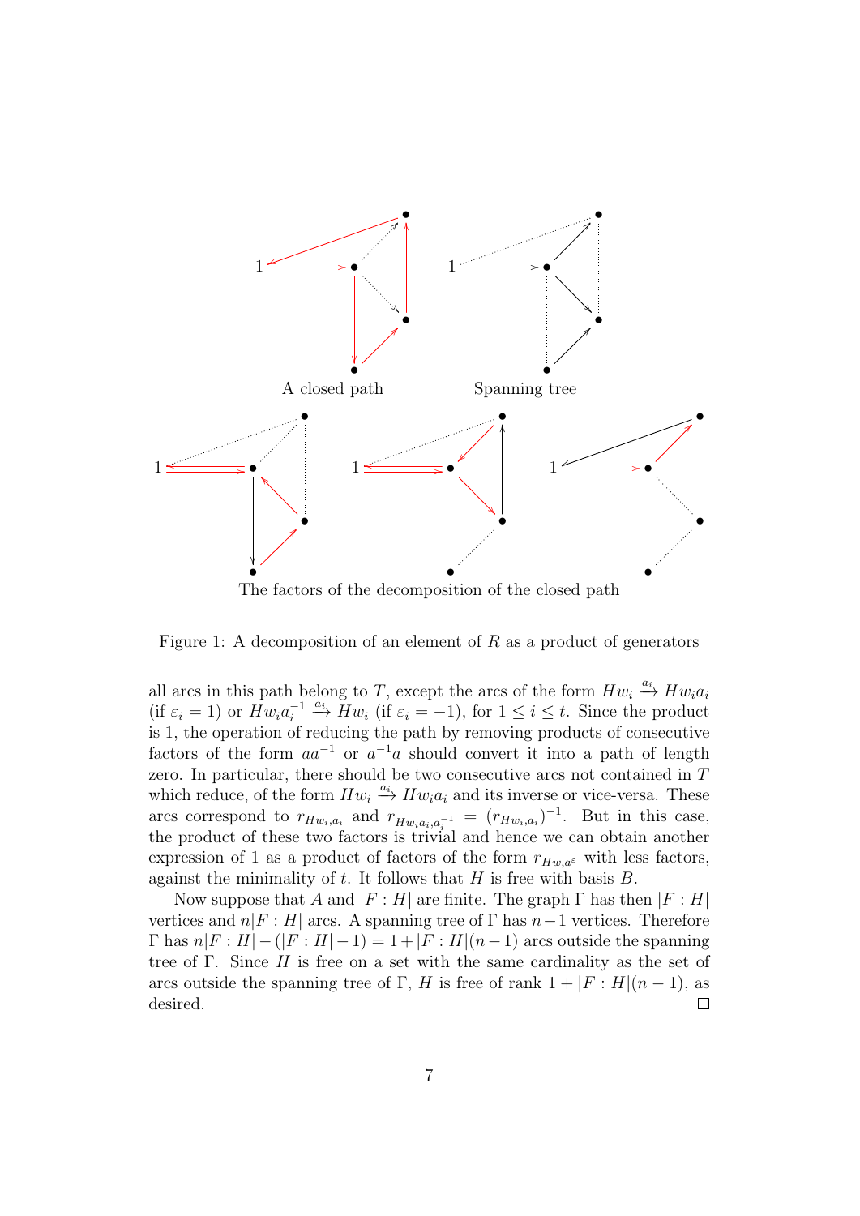A closed path

Spanning tree

The factors of the decomposition of the closed path

Figure 1: A decomposition of an element of $R$ as a product of generators

all arcs in this path belong to $T$, except the arcs of the form $Hw_i \xrightarrow{a_i} Hw_ia_i$ (if $\varepsilon_i = 1$) or $Hw_ia_i^{-1} \xrightarrow{a_i} Hw_i$ (if $\varepsilon_i = -1$), for $1 \leq i \leq t$. Since the product is 1, the operation of reducing the path by removing products of consecutive factors of the form $aa^{-1}$ or $a^{-1}a$ should convert it into a path of length zero. In particular, there should be two consecutive arcs not contained in $T$ which reduce, of the form $Hw_i \xrightarrow{a_i} Hw_ia_i$ and its inverse or vice-versa. These arcs correspond to $r_{Hw_i,a_i}$ and $r_{Hw_ia_i,a_i^{-1}} = (r_{Hw_i,a_i})^{-1}$. But in this case, the product of these two factors is trivial and hence we can obtain another expression of 1 as a product of factors of the form $r_{Hw,a^\varepsilon}$ with less factors, against the minimality of $t$. It follows that $H$ is free with basis $B$.

Now suppose that $A$ and $|F : H|$ are finite. The graph $\Gamma$ has then $|F : H|$ vertices and $n|F : H|$ arcs. A spanning tree of $\Gamma$ has $n-1$ vertices. Therefore $\Gamma$ has $n|F : H| - (|F : H| - 1) = 1 + |F : H|(n-1)$ arcs outside the spanning tree of $\Gamma$. Since $H$ is free on a set with the same cardinality as the set of arcs outside the spanning tree of $\Gamma$, $H$ is free of rank $1 + |F : H|(n-1)$, as desired. □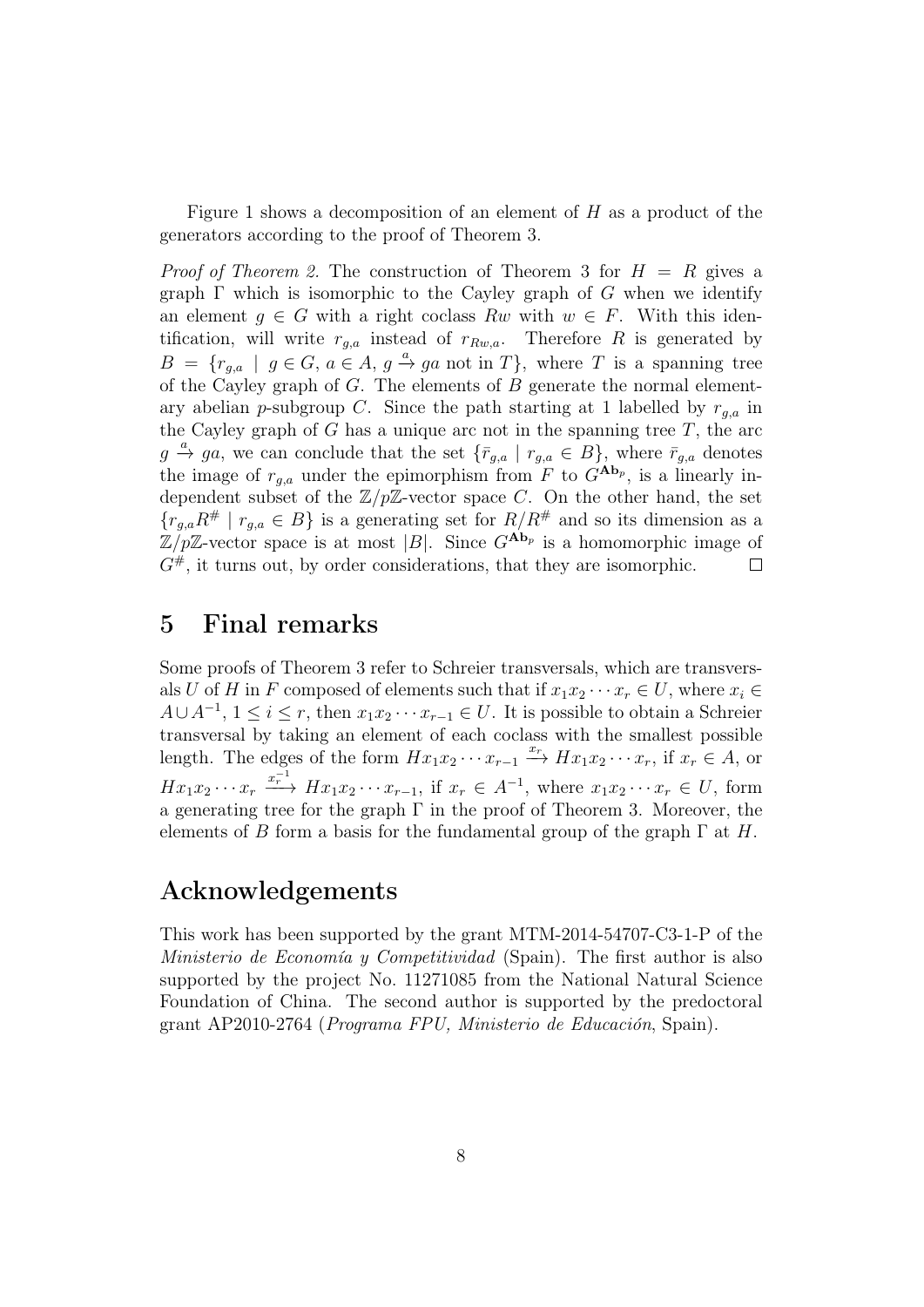Figure 1 shows a decomposition of an element of $H$ as a product of the generators according to the proof of Theorem 3.

*Proof of Theorem 2.* The construction of Theorem 3 for $H = R$ gives a graph $\Gamma$ which is isomorphic to the Cayley graph of $G$ when we identify an element $g \in G$ with a right coclass $Rw$ with $w \in F$. With this identification, will write $r_{g,a}$ instead of $r_{Rw,a}$. Therefore $R$ is generated by $B = \{r_{g,a} \mid g \in G,\, a \in A,\, g \xrightarrow{a} ga \text{ not in } T\}$, where $T$ is a spanning tree of the Cayley graph of $G$. The elements of $B$ generate the normal elementary abelian $p$-subgroup $C$. Since the path starting at 1 labelled by $r_{g,a}$ in the Cayley graph of $G$ has a unique arc not in the spanning tree $T$, the arc $g \xrightarrow{a} ga$, we can conclude that the set $\{\bar{r}_{g,a} \mid r_{g,a} \in B\}$, where $\bar{r}_{g,a}$ denotes the image of $r_{g,a}$ under the epimorphism from $F$ to $G^{\mathbf{Ab}_p}$, is a linearly independent subset of the $\mathbb{Z}/p\mathbb{Z}$-vector space $C$. On the other hand, the set $\{r_{g,a}R^{\#} \mid r_{g,a} \in B\}$ is a generating set for $R/R^{\#}$ and so its dimension as a $\mathbb{Z}/p\mathbb{Z}$-vector space is at most $|B|$. Since $G^{\mathbf{Ab}_p}$ is a homomorphic image of $G^{\#}$, it turns out, by order considerations, that they are isomorphic. □

## 5 Final remarks

Some proofs of Theorem 3 refer to Schreier transversals, which are transversals $U$ of $H$ in $F$ composed of elements such that if $x_1 x_2 \cdots x_r \in U$, where $x_i \in A \cup A^{-1}$, $1 \leq i \leq r$, then $x_1 x_2 \cdots x_{r-1} \in U$. It is possible to obtain a Schreier transversal by taking an element of each coclass with the smallest possible length. The edges of the form $Hx_1 x_2 \cdots x_{r-1} \xrightarrow{x_r} Hx_1 x_2 \cdots x_r$, if $x_r \in A$, or $Hx_1 x_2 \cdots x_r \xrightarrow{x_r^{-1}} Hx_1 x_2 \cdots x_{r-1}$, if $x_r \in A^{-1}$, where $x_1 x_2 \cdots x_r \in U$, form a generating tree for the graph $\Gamma$ in the proof of Theorem 3. Moreover, the elements of $B$ form a basis for the fundamental group of the graph $\Gamma$ at $H$.

## Acknowledgements

This work has been supported by the grant MTM-2014-54707-C3-1-P of the *Ministerio de Economía y Competitividad* (Spain). The first author is also supported by the project No. 11271085 from the National Natural Science Foundation of China. The second author is supported by the predoctoral grant AP2010-2764 (*Programa FPU, Ministerio de Educación*, Spain).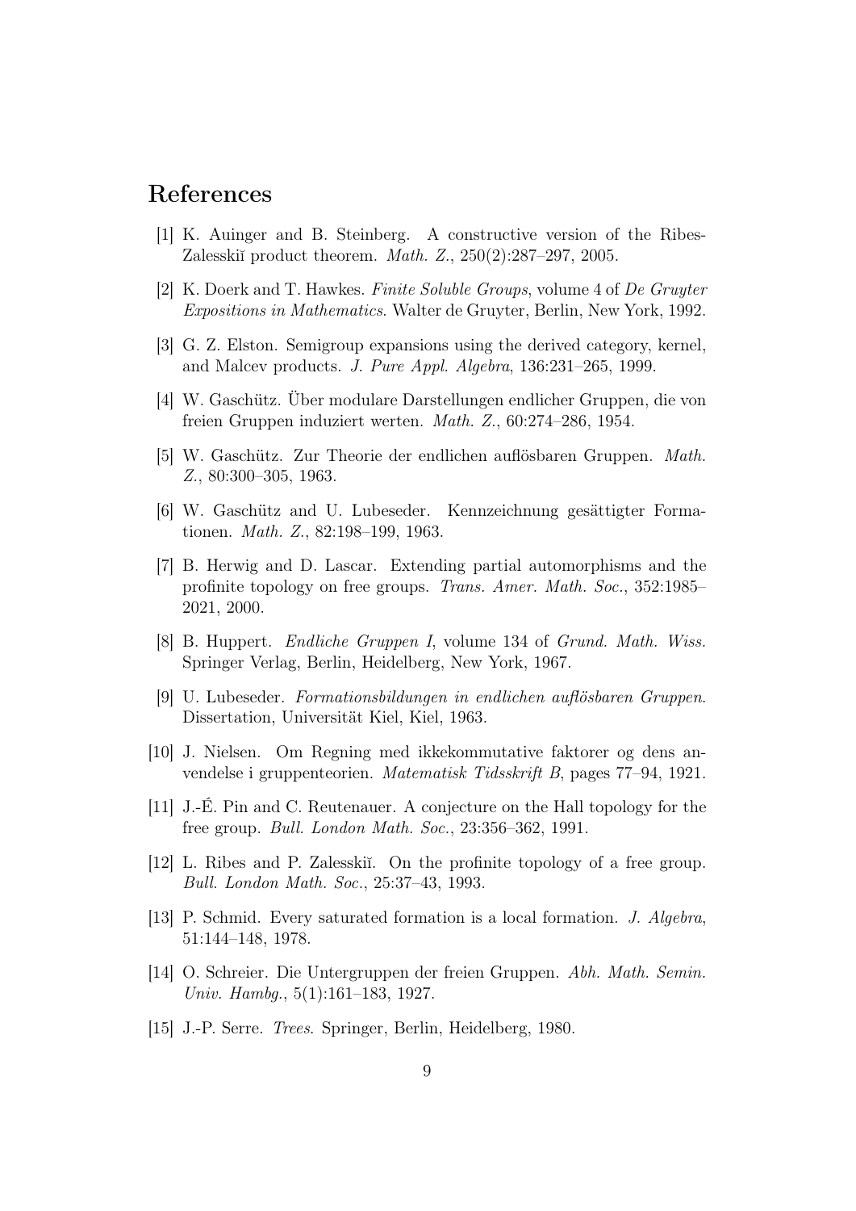## References

[1] K. Auinger and B. Steinberg. A constructive version of the Ribes-Zalesskiĭ product theorem. *Math. Z.*, 250(2):287–297, 2005.

[2] K. Doerk and T. Hawkes. *Finite Soluble Groups*, volume 4 of *De Gruyter Expositions in Mathematics*. Walter de Gruyter, Berlin, New York, 1992.

[3] G. Z. Elston. Semigroup expansions using the derived category, kernel, and Malcev products. *J. Pure Appl. Algebra*, 136:231–265, 1999.

[4] W. Gaschütz. Über modulare Darstellungen endlicher Gruppen, die von freien Gruppen induziert werten. *Math. Z.*, 60:274–286, 1954.

[5] W. Gaschütz. Zur Theorie der endlichen auflösbaren Gruppen. *Math. Z.*, 80:300–305, 1963.

[6] W. Gaschütz and U. Lubeseder. Kennzeichnung gesättigter Formationen. *Math. Z.*, 82:198–199, 1963.

[7] B. Herwig and D. Lascar. Extending partial automorphisms and the profinite topology on free groups. *Trans. Amer. Math. Soc.*, 352:1985–2021, 2000.

[8] B. Huppert. *Endliche Gruppen I*, volume 134 of *Grund. Math. Wiss.* Springer Verlag, Berlin, Heidelberg, New York, 1967.

[9] U. Lubeseder. *Formationsbildungen in endlichen auflösbaren Gruppen*. Dissertation, Universität Kiel, Kiel, 1963.

[10] J. Nielsen. Om Regning med ikkekommutative faktorer og dens anvendelse i gruppenteorien. *Matematisk Tidsskrift B*, pages 77–94, 1921.

[11] J.-É. Pin and C. Reutenauer. A conjecture on the Hall topology for the free group. *Bull. London Math. Soc.*, 23:356–362, 1991.

[12] L. Ribes and P. Zalesskiĭ. On the profinite topology of a free group. *Bull. London Math. Soc.*, 25:37–43, 1993.

[13] P. Schmid. Every saturated formation is a local formation. *J. Algebra*, 51:144–148, 1978.

[14] O. Schreier. Die Untergruppen der freien Gruppen. *Abh. Math. Semin. Univ. Hambg.*, 5(1):161–183, 1927.

[15] J.-P. Serre. *Trees*. Springer, Berlin, Heidelberg, 1980.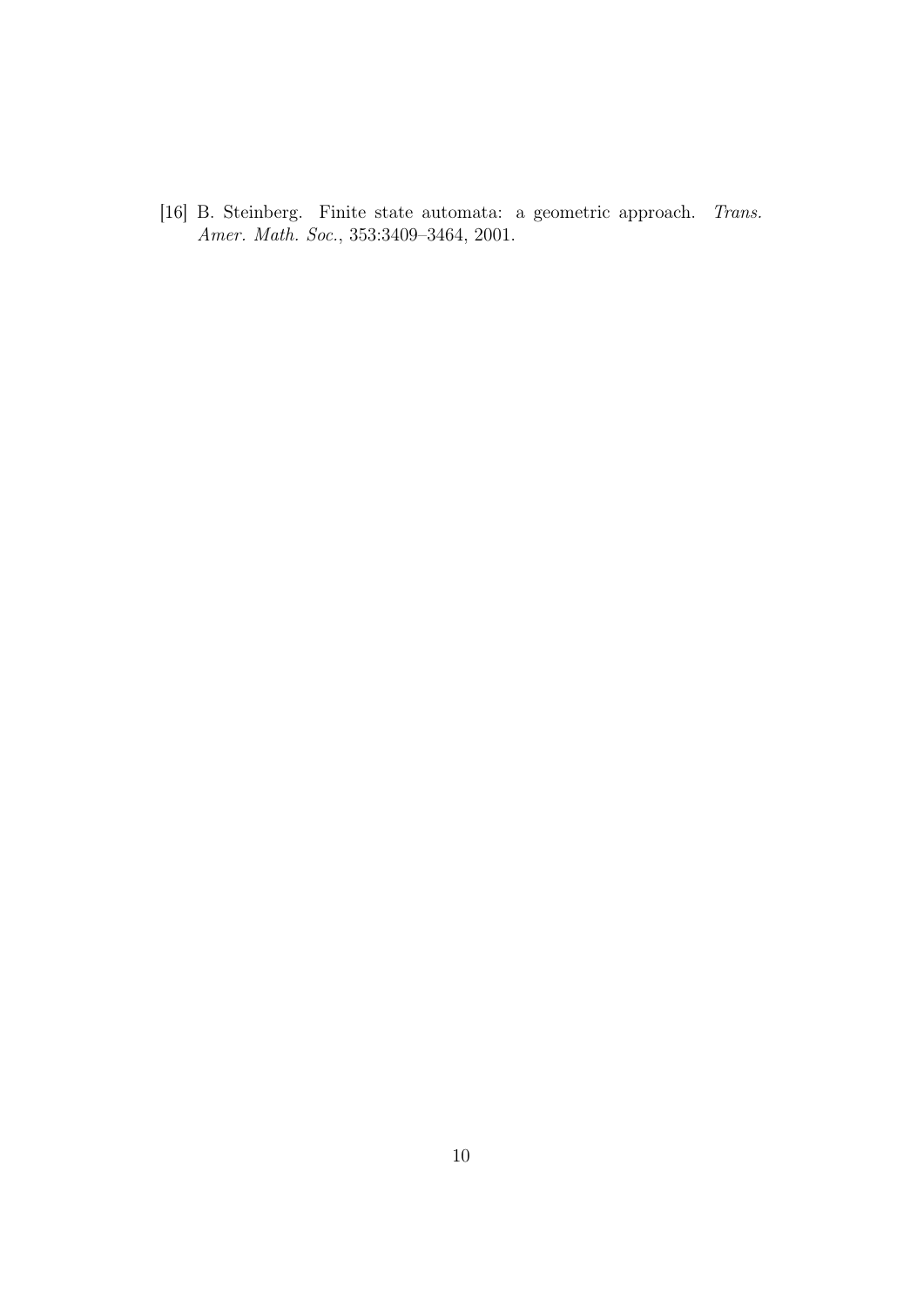[16] B. Steinberg. Finite state automata: a geometric approach. *Trans. Amer. Math. Soc.*, 353:3409–3464, 2001.